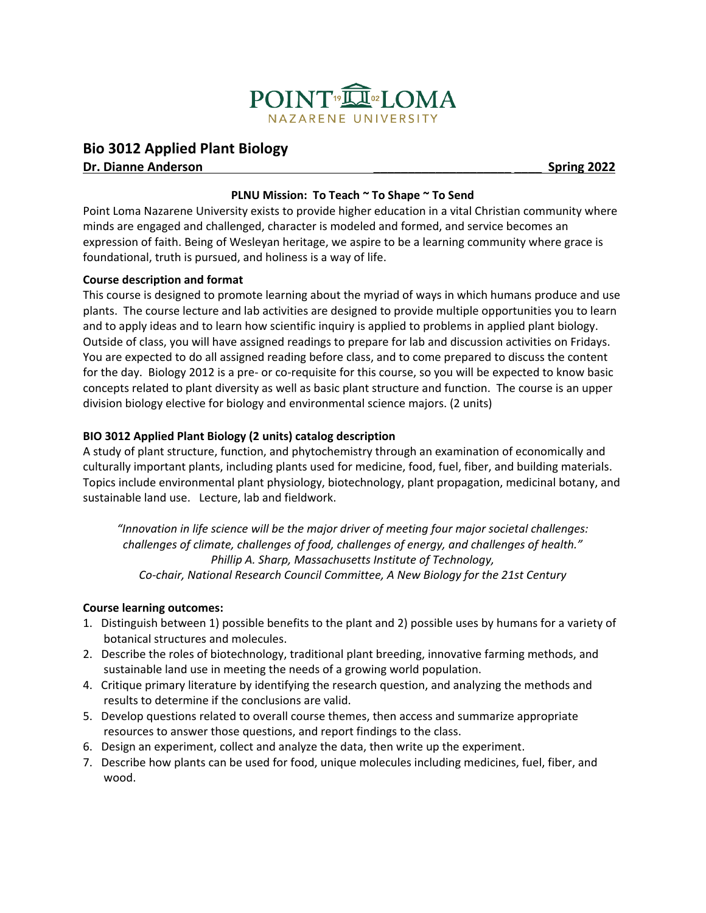POINT LOMA
NAZARENE UNIVERSITY

# Bio 3012 Applied Plant Biology

**Dr. Dianne Anderson _____________________ ____ Spring 2022**

**PLNU Mission: To Teach ~ To Shape ~ To Send**

Point Loma Nazarene University exists to provide higher education in a vital Christian community where minds are engaged and challenged, character is modeled and formed, and service becomes an expression of faith. Being of Wesleyan heritage, we aspire to be a learning community where grace is foundational, truth is pursued, and holiness is a way of life.

**Course description and format**

This course is designed to promote learning about the myriad of ways in which humans produce and use plants. The course lecture and lab activities are designed to provide multiple opportunities you to learn and to apply ideas and to learn how scientific inquiry is applied to problems in applied plant biology. Outside of class, you will have assigned readings to prepare for lab and discussion activities on Fridays. You are expected to do all assigned reading before class, and to come prepared to discuss the content for the day. Biology 2012 is a pre- or co-requisite for this course, so you will be expected to know basic concepts related to plant diversity as well as basic plant structure and function. The course is an upper division biology elective for biology and environmental science majors. (2 units)

**BIO 3012 Applied Plant Biology (2 units) catalog description**

A study of plant structure, function, and phytochemistry through an examination of economically and culturally important plants, including plants used for medicine, food, fuel, fiber, and building materials. Topics include environmental plant physiology, biotechnology, plant propagation, medicinal botany, and sustainable land use. Lecture, lab and fieldwork.

*"Innovation in life science will be the major driver of meeting four major societal challenges: challenges of climate, challenges of food, challenges of energy, and challenges of health."*
*Phillip A. Sharp, Massachusetts Institute of Technology,*
*Co-chair, National Research Council Committee, A New Biology for the 21st Century*

**Course learning outcomes:**

1. Distinguish between 1) possible benefits to the plant and 2) possible uses by humans for a variety of botanical structures and molecules.
2. Describe the roles of biotechnology, traditional plant breeding, innovative farming methods, and sustainable land use in meeting the needs of a growing world population.
4. Critique primary literature by identifying the research question, and analyzing the methods and results to determine if the conclusions are valid.
5. Develop questions related to overall course themes, then access and summarize appropriate resources to answer those questions, and report findings to the class.
6. Design an experiment, collect and analyze the data, then write up the experiment.
7. Describe how plants can be used for food, unique molecules including medicines, fuel, fiber, and wood.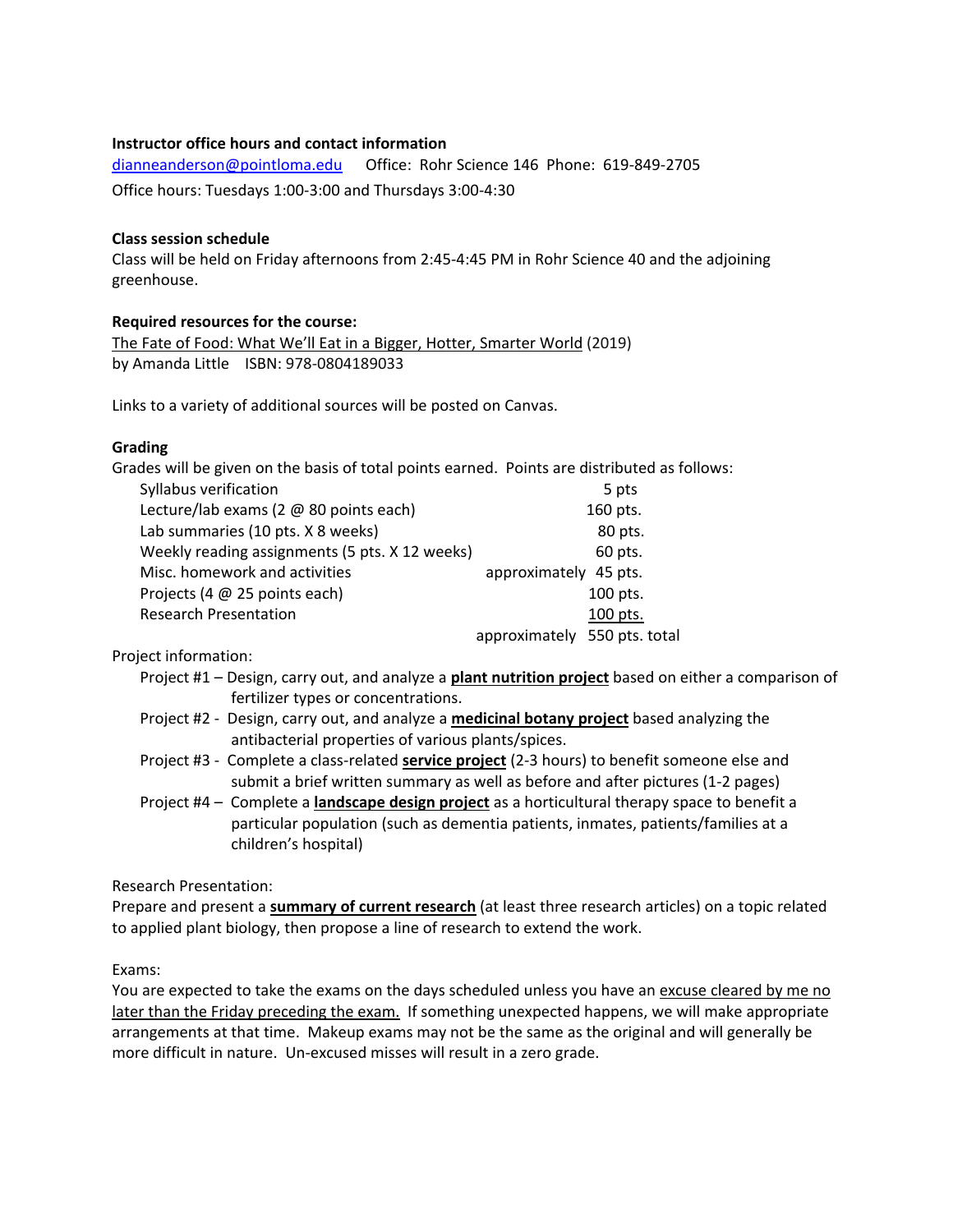**Instructor office hours and contact information**

dianneanderson@pointloma.edu    Office: Rohr Science 146  Phone: 619-849-2705

Office hours: Tuesdays 1:00-3:00 and Thursdays 3:00-4:30

**Class session schedule**

Class will be held on Friday afternoons from 2:45-4:45 PM in Rohr Science 40 and the adjoining greenhouse.

**Required resources for the course:**

The Fate of Food: What We'll Eat in a Bigger, Hotter, Smarter World (2019)
by Amanda Little   ISBN: 978-0804189033

Links to a variety of additional sources will be posted on Canvas.

**Grading**

Grades will be given on the basis of total points earned. Points are distributed as follows:

| Item | | Points |
|---|---|---|
| Syllabus verification | | 5 pts |
| Lecture/lab exams (2 @ 80 points each) | | 160 pts. |
| Lab summaries (10 pts. X 8 weeks) | | 80 pts. |
| Weekly reading assignments (5 pts. X 12 weeks) | | 60 pts. |
| Misc. homework and activities | approximately | 45 pts. |
| Projects (4 @ 25 points each) | | 100 pts. |
| Research Presentation | | 100 pts. |
| | approximately | 550 pts. total |

Project information:

- Project #1 – Design, carry out, and analyze a **plant nutrition project** based on either a comparison of fertilizer types or concentrations.
- Project #2 - Design, carry out, and analyze a **medicinal botany project** based analyzing the antibacterial properties of various plants/spices.
- Project #3 - Complete a class-related **service project** (2-3 hours) to benefit someone else and submit a brief written summary as well as before and after pictures (1-2 pages)
- Project #4 – Complete a **landscape design project** as a horticultural therapy space to benefit a particular population (such as dementia patients, inmates, patients/families at a children's hospital)

Research Presentation:

Prepare and present a **summary of current research** (at least three research articles) on a topic related to applied plant biology, then propose a line of research to extend the work.

Exams:

You are expected to take the exams on the days scheduled unless you have an excuse cleared by me no later than the Friday preceding the exam. If something unexpected happens, we will make appropriate arrangements at that time. Makeup exams may not be the same as the original and will generally be more difficult in nature. Un-excused misses will result in a zero grade.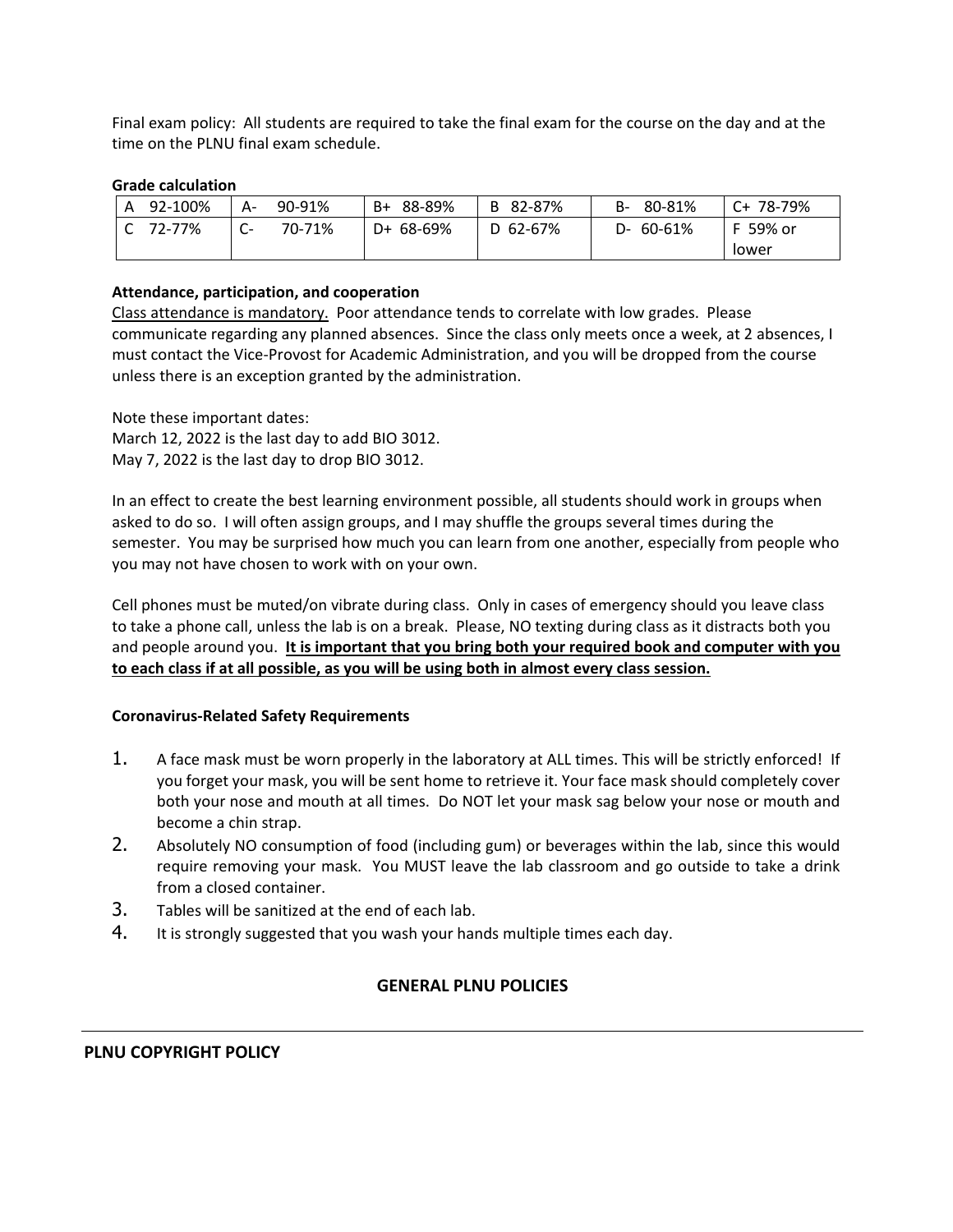Final exam policy: All students are required to take the final exam for the course on the day and at the time on the PLNU final exam schedule.

**Grade calculation**

| A 92-100% | A- 90-91% | B+ 88-89% | B 82-87% | B- 80-81% | C+ 78-79% |
|---|---|---|---|---|---|
| C 72-77% | C- 70-71% | D+ 68-69% | D 62-67% | D- 60-61% | F 59% or lower |

**Attendance, participation, and cooperation**

Class attendance is mandatory. Poor attendance tends to correlate with low grades. Please communicate regarding any planned absences. Since the class only meets once a week, at 2 absences, I must contact the Vice-Provost for Academic Administration, and you will be dropped from the course unless there is an exception granted by the administration.

Note these important dates:
March 12, 2022 is the last day to add BIO 3012.
May 7, 2022 is the last day to drop BIO 3012.

In an effect to create the best learning environment possible, all students should work in groups when asked to do so. I will often assign groups, and I may shuffle the groups several times during the semester. You may be surprised how much you can learn from one another, especially from people who you may not have chosen to work with on your own.

Cell phones must be muted/on vibrate during class. Only in cases of emergency should you leave class to take a phone call, unless the lab is on a break. Please, NO texting during class as it distracts both you and people around you. **It is important that you bring both your required book and computer with you to each class if at all possible, as you will be using both in almost every class session.**

**Coronavirus-Related Safety Requirements**

1. A face mask must be worn properly in the laboratory at ALL times. This will be strictly enforced! If you forget your mask, you will be sent home to retrieve it. Your face mask should completely cover both your nose and mouth at all times. Do NOT let your mask sag below your nose or mouth and become a chin strap.
2. Absolutely NO consumption of food (including gum) or beverages within the lab, since this would require removing your mask. You MUST leave the lab classroom and go outside to take a drink from a closed container.
3. Tables will be sanitized at the end of each lab.
4. It is strongly suggested that you wash your hands multiple times each day.

## GENERAL PLNU POLICIES

### PLNU COPYRIGHT POLICY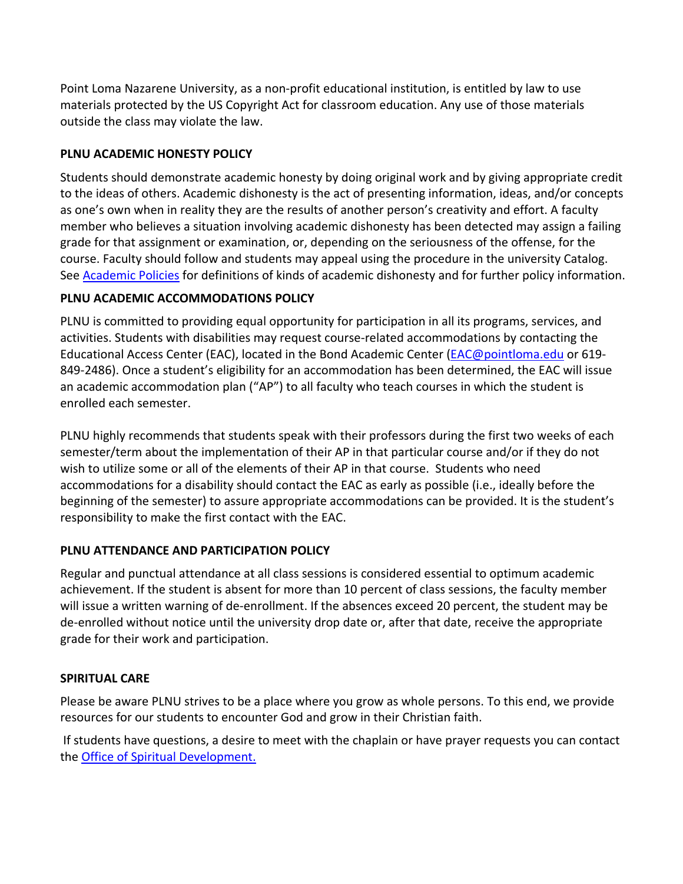Point Loma Nazarene University, as a non-profit educational institution, is entitled by law to use materials protected by the US Copyright Act for classroom education. Any use of those materials outside the class may violate the law.

**PLNU ACADEMIC HONESTY POLICY**

Students should demonstrate academic honesty by doing original work and by giving appropriate credit to the ideas of others. Academic dishonesty is the act of presenting information, ideas, and/or concepts as one's own when in reality they are the results of another person's creativity and effort. A faculty member who believes a situation involving academic dishonesty has been detected may assign a failing grade for that assignment or examination, or, depending on the seriousness of the offense, for the course. Faculty should follow and students may appeal using the procedure in the university Catalog. See Academic Policies for definitions of kinds of academic dishonesty and for further policy information.

**PLNU ACADEMIC ACCOMMODATIONS POLICY**

PLNU is committed to providing equal opportunity for participation in all its programs, services, and activities. Students with disabilities may request course-related accommodations by contacting the Educational Access Center (EAC), located in the Bond Academic Center (EAC@pointloma.edu or 619-849-2486). Once a student's eligibility for an accommodation has been determined, the EAC will issue an academic accommodation plan ("AP") to all faculty who teach courses in which the student is enrolled each semester.

PLNU highly recommends that students speak with their professors during the first two weeks of each semester/term about the implementation of their AP in that particular course and/or if they do not wish to utilize some or all of the elements of their AP in that course. Students who need accommodations for a disability should contact the EAC as early as possible (i.e., ideally before the beginning of the semester) to assure appropriate accommodations can be provided. It is the student's responsibility to make the first contact with the EAC.

**PLNU ATTENDANCE AND PARTICIPATION POLICY**

Regular and punctual attendance at all class sessions is considered essential to optimum academic achievement. If the student is absent for more than 10 percent of class sessions, the faculty member will issue a written warning of de-enrollment. If the absences exceed 20 percent, the student may be de-enrolled without notice until the university drop date or, after that date, receive the appropriate grade for their work and participation.

**SPIRITUAL CARE**

Please be aware PLNU strives to be a place where you grow as whole persons. To this end, we provide resources for our students to encounter God and grow in their Christian faith.

If students have questions, a desire to meet with the chaplain or have prayer requests you can contact the Office of Spiritual Development.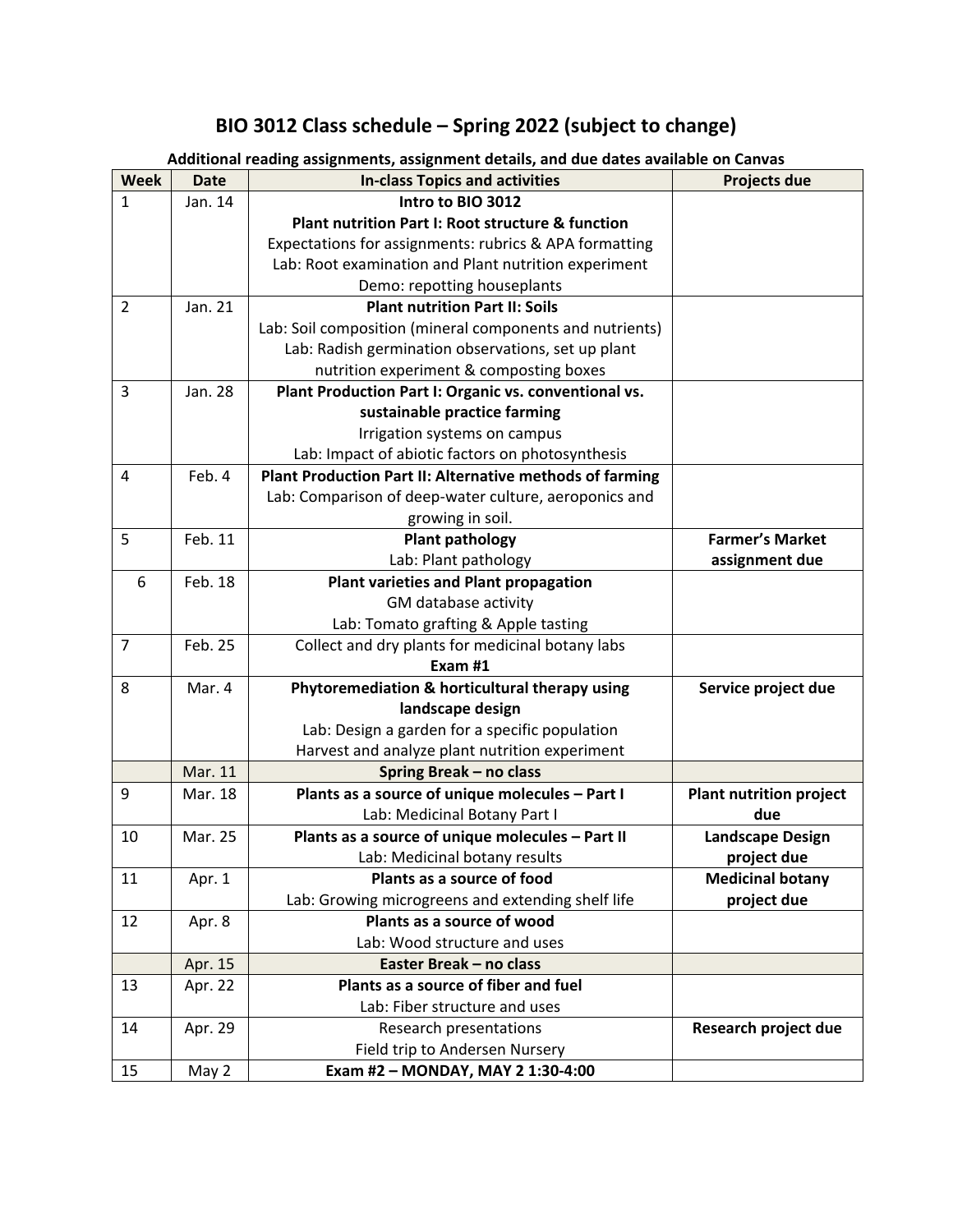# BIO 3012 Class schedule – Spring 2022 (subject to change)

**Additional reading assignments, assignment details, and due dates available on Canvas**

| Week | Date | In-class Topics and activities | Projects due |
|---|---|---|---|
| 1 | Jan. 14 | **Intro to BIO 3012**<br>**Plant nutrition Part I: Root structure & function**<br>Expectations for assignments: rubrics & APA formatting<br>Lab: Root examination and Plant nutrition experiment<br>Demo: repotting houseplants | |
| 2 | Jan. 21 | **Plant nutrition Part II: Soils**<br>Lab: Soil composition (mineral components and nutrients)<br>Lab: Radish germination observations, set up plant nutrition experiment & composting boxes | |
| 3 | Jan. 28 | **Plant Production Part I: Organic vs. conventional vs. sustainable practice farming**<br>Irrigation systems on campus<br>Lab: Impact of abiotic factors on photosynthesis | |
| 4 | Feb. 4 | **Plant Production Part II: Alternative methods of farming**<br>Lab: Comparison of deep-water culture, aeroponics and growing in soil. | |
| 5 | Feb. 11 | **Plant pathology**<br>Lab: Plant pathology | **Farmer's Market assignment due** |
| 6 | Feb. 18 | **Plant varieties and Plant propagation**<br>GM database activity<br>Lab: Tomato grafting & Apple tasting | |
| 7 | Feb. 25 | Collect and dry plants for medicinal botany labs<br>**Exam #1** | |
| 8 | Mar. 4 | **Phytoremediation & horticultural therapy using landscape design**<br>Lab: Design a garden for a specific population<br>Harvest and analyze plant nutrition experiment | **Service project due** |
| | Mar. 11 | **Spring Break – no class** | |
| 9 | Mar. 18 | **Plants as a source of unique molecules – Part I**<br>Lab: Medicinal Botany Part I | **Plant nutrition project due** |
| 10 | Mar. 25 | **Plants as a source of unique molecules – Part II**<br>Lab: Medicinal botany results | **Landscape Design project due** |
| 11 | Apr. 1 | **Plants as a source of food**<br>Lab: Growing microgreens and extending shelf life | **Medicinal botany project due** |
| 12 | Apr. 8 | **Plants as a source of wood**<br>Lab: Wood structure and uses | |
| | Apr. 15 | **Easter Break – no class** | |
| 13 | Apr. 22 | **Plants as a source of fiber and fuel**<br>Lab: Fiber structure and uses | |
| 14 | Apr. 29 | Research presentations<br>Field trip to Andersen Nursery | **Research project due** |
| 15 | May 2 | **Exam #2 – MONDAY, MAY 2 1:30-4:00** | |